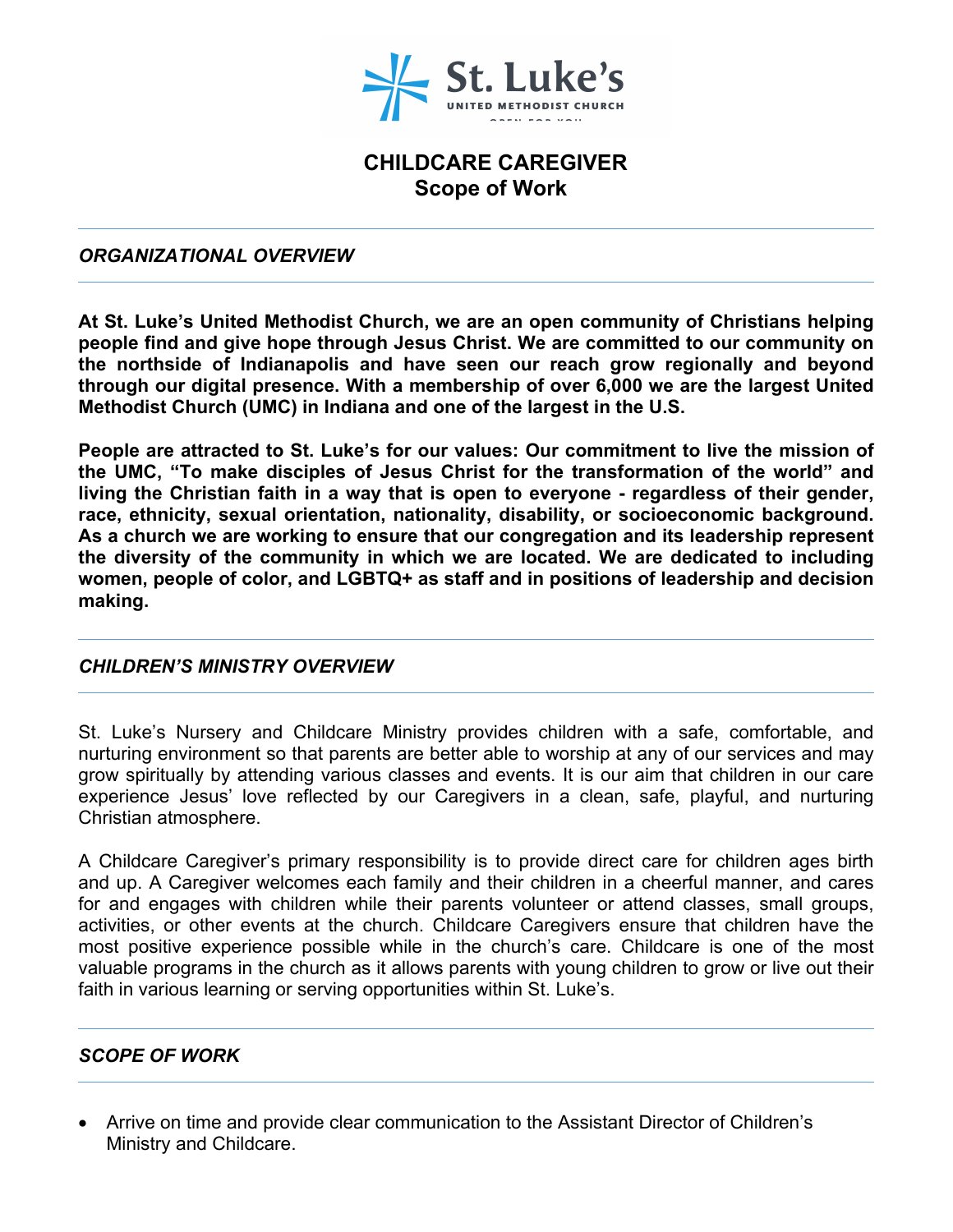St. Luke's

UNITED METHODIST CHURCH

# CHILDCARE CAREGIVER
## Scope of Work

### *ORGANIZATIONAL OVERVIEW*

**At St. Luke's United Methodist Church, we are an open community of Christians helping people find and give hope through Jesus Christ. We are committed to our community on the northside of Indianapolis and have seen our reach grow regionally and beyond through our digital presence. With a membership of over 6,000 we are the largest United Methodist Church (UMC) in Indiana and one of the largest in the U.S.**

**People are attracted to St. Luke's for our values: Our commitment to live the mission of the UMC, "To make disciples of Jesus Christ for the transformation of the world" and living the Christian faith in a way that is open to everyone - regardless of their gender, race, ethnicity, sexual orientation, nationality, disability, or socioeconomic background. As a church we are working to ensure that our congregation and its leadership represent the diversity of the community in which we are located. We are dedicated to including women, people of color, and LGBTQ+ as staff and in positions of leadership and decision making.**

### *CHILDREN'S MINISTRY OVERVIEW*

St. Luke's Nursery and Childcare Ministry provides children with a safe, comfortable, and nurturing environment so that parents are better able to worship at any of our services and may grow spiritually by attending various classes and events. It is our aim that children in our care experience Jesus' love reflected by our Caregivers in a clean, safe, playful, and nurturing Christian atmosphere.

A Childcare Caregiver's primary responsibility is to provide direct care for children ages birth and up. A Caregiver welcomes each family and their children in a cheerful manner, and cares for and engages with children while their parents volunteer or attend classes, small groups, activities, or other events at the church. Childcare Caregivers ensure that children have the most positive experience possible while in the church's care. Childcare is one of the most valuable programs in the church as it allows parents with young children to grow or live out their faith in various learning or serving opportunities within St. Luke's.

### *SCOPE OF WORK*

- Arrive on time and provide clear communication to the Assistant Director of Children's Ministry and Childcare.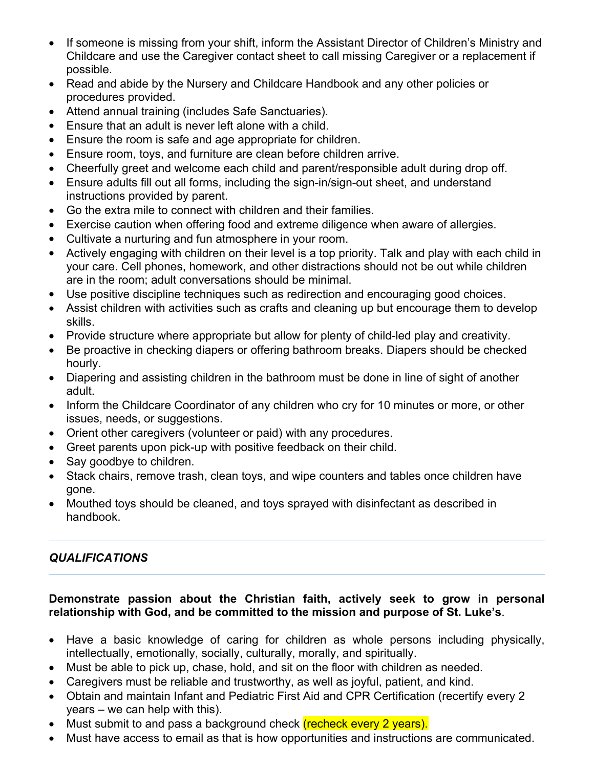- If someone is missing from your shift, inform the Assistant Director of Children's Ministry and Childcare and use the Caregiver contact sheet to call missing Caregiver or a replacement if possible.
- Read and abide by the Nursery and Childcare Handbook and any other policies or procedures provided.
- Attend annual training (includes Safe Sanctuaries).
- Ensure that an adult is never left alone with a child.
- Ensure the room is safe and age appropriate for children.
- Ensure room, toys, and furniture are clean before children arrive.
- Cheerfully greet and welcome each child and parent/responsible adult during drop off.
- Ensure adults fill out all forms, including the sign-in/sign-out sheet, and understand instructions provided by parent.
- Go the extra mile to connect with children and their families.
- Exercise caution when offering food and extreme diligence when aware of allergies.
- Cultivate a nurturing and fun atmosphere in your room.
- Actively engaging with children on their level is a top priority. Talk and play with each child in your care. Cell phones, homework, and other distractions should not be out while children are in the room; adult conversations should be minimal.
- Use positive discipline techniques such as redirection and encouraging good choices.
- Assist children with activities such as crafts and cleaning up but encourage them to develop skills.
- Provide structure where appropriate but allow for plenty of child-led play and creativity.
- Be proactive in checking diapers or offering bathroom breaks. Diapers should be checked hourly.
- Diapering and assisting children in the bathroom must be done in line of sight of another adult.
- Inform the Childcare Coordinator of any children who cry for 10 minutes or more, or other issues, needs, or suggestions.
- Orient other caregivers (volunteer or paid) with any procedures.
- Greet parents upon pick-up with positive feedback on their child.
- Say goodbye to children.
- Stack chairs, remove trash, clean toys, and wipe counters and tables once children have gone.
- Mouthed toys should be cleaned, and toys sprayed with disinfectant as described in handbook.

---

## *QUALIFICATIONS*

---

**Demonstrate passion about the Christian faith, actively seek to grow in personal relationship with God, and be committed to the mission and purpose of St. Luke's**.

- Have a basic knowledge of caring for children as whole persons including physically, intellectually, emotionally, socially, culturally, morally, and spiritually.
- Must be able to pick up, chase, hold, and sit on the floor with children as needed.
- Caregivers must be reliable and trustworthy, as well as joyful, patient, and kind.
- Obtain and maintain Infant and Pediatric First Aid and CPR Certification (recertify every 2 years – we can help with this).
- Must submit to and pass a background check (recheck every 2 years).
- Must have access to email as that is how opportunities and instructions are communicated.